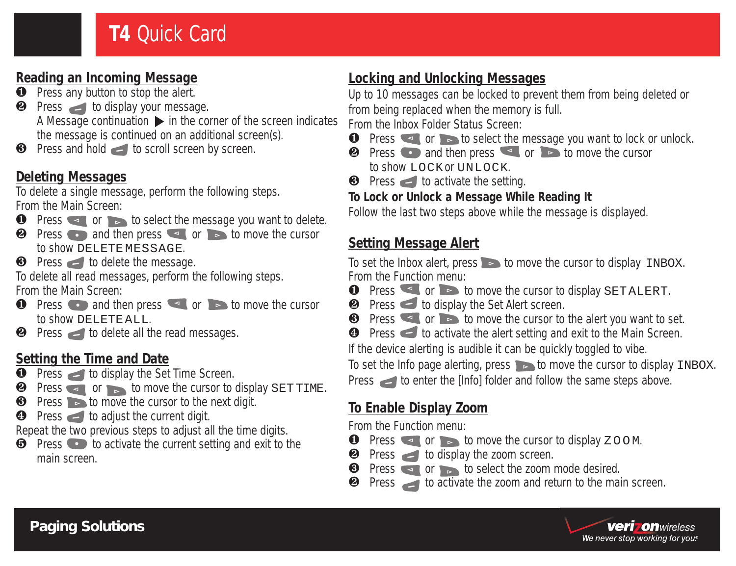# T4 Quick Card

## Reading an Incoming Message

1. Press any button to stop the alert.
2. Press [enter] to display your message.
   A Message continuation ▶ in the corner of the screen indicates the message is continued on an additional screen(s).
3. Press and hold [enter] to scroll screen by screen.

## Deleting Messages

To delete a single message, perform the following steps.
From the Main Screen:

1. Press [left] or [right] to select the message you want to delete.
2. Press [select] and then press [left] or [right] to move the cursor to show DELETE MESSAGE.
3. Press [enter] to delete the message.

To delete all read messages, perform the following steps.
From the Main Screen:

1. Press [select] and then press [left] or [right] to move the cursor to show DELETE ALL.
2. Press [enter] to delete all the read messages.

## Setting the Time and Date

1. Press [enter] to display the Set Time Screen.
2. Press [left] or [right] to move the cursor to display SET TIME.
3. Press [right] to move the cursor to the next digit.
4. Press [enter] to adjust the current digit.

Repeat the two previous steps to adjust all the time digits.

5. Press [select] to activate the current setting and exit to the main screen.

## Locking and Unlocking Messages

Up to 10 messages can be locked to prevent them from being deleted or from being replaced when the memory is full.
From the Inbox Folder Status Screen:

1. Press [left] or [right] to select the message you want to lock or unlock.
2. Press [select] and then press [left] or [right] to move the cursor to show LOCK or UNLOCK.
3. Press [enter] to activate the setting.

**To Lock or Unlock a Message While Reading It**

Follow the last two steps above while the message is displayed.

## Setting Message Alert

To set the Inbox alert, press [right] to move the cursor to display INBOX.
From the Function menu:

1. Press [left] or [right] to move the cursor to display SET ALERT.
2. Press [enter] to display the Set Alert screen.
3. Press [left] or [right] to move the cursor to the alert you want to set.
4. Press [enter] to activate the alert setting and exit to the Main Screen.

If the device alerting is audible it can be quickly toggled to vibe.
To set the Info page alerting, press [right] to move the cursor to display INBOX.
Press [enter] to enter the [Info] folder and follow the same steps above.

## To Enable Display Zoom

From the Function menu:

1. Press [left] or [right] to move the cursor to display ZOOM.
2. Press [enter] to display the zoom screen.
3. Press [left] or [right] to select the zoom mode desired.
2. Press [enter] to activate the zoom and return to the main screen.

**Paging Solutions**

verizonwireless
We never stop working for you.®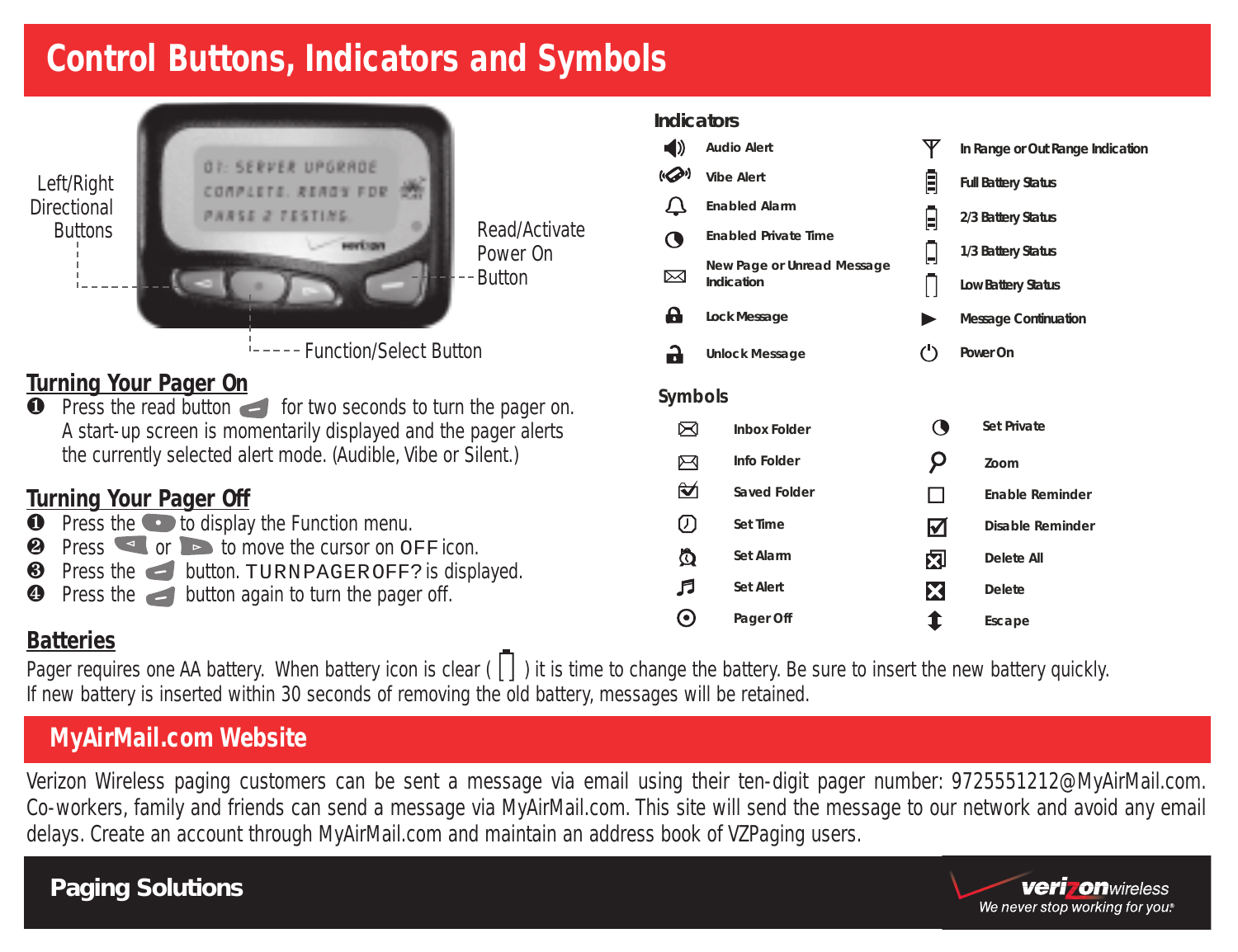# Control Buttons, Indicators and Symbols

Left/Right Directional Buttons

Read/Activate Power On Button

Function/Select Button

## Turning Your Pager On

1. Press the read button for two seconds to turn the pager on. A start-up screen is momentarily displayed and the pager alerts the currently selected alert mode. (Audible, Vibe or Silent.)

## Turning Your Pager Off

1. Press the to display the Function menu.
2. Press or to move the cursor on OFF icon.
3. Press the button. TURNPAGEROFF? is displayed.
4. Press the button again to turn the pager off.

## Batteries

Pager requires one AA battery. When battery icon is clear ( ) it is time to change the battery. Be sure to insert the new battery quickly. If new battery is inserted within 30 seconds of removing the old battery, messages will be retained.

## Indicators

- Audio Alert
- Vibe Alert
- Enabled Alarm
- Enabled Private Time
- New Page or Unread Message Indication
- Lock Message
- Unlock Message
- In Range or Out Range Indication
- Full Battery Status
- 2/3 Battery Status
- 1/3 Battery Status
- Low Battery Status
- Message Continuation
- Power On

## Symbols

- Inbox Folder
- Info Folder
- Saved Folder
- Set Time
- Set Alarm
- Set Alert
- Pager Off
- Set Private
- Zoom
- Enable Reminder
- Disable Reminder
- Delete All
- Delete
- Escape

# MyAirMail.com Website

Verizon Wireless paging customers can be sent a message via email using their ten-digit pager number: 9725551212@MyAirMail.com. Co-workers, family and friends can send a message via MyAirMail.com. This site will send the message to our network and avoid any email delays. Create an account through MyAirMail.com and maintain an address book of VZPaging users.

**Paging Solutions**

verizonwireless
We never stop working for you.®